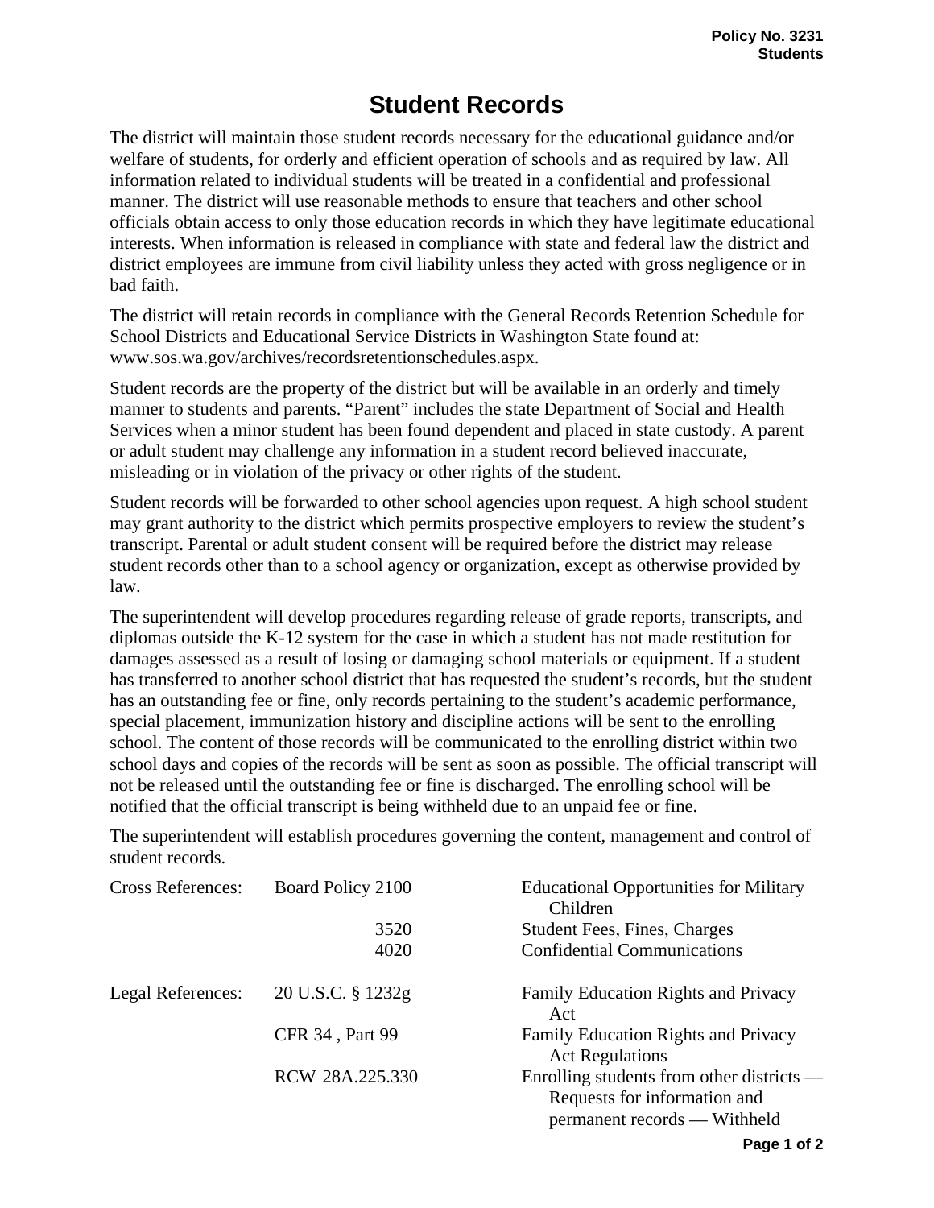Policy No. 3231
Students

# Student Records

The district will maintain those student records necessary for the educational guidance and/or welfare of students, for orderly and efficient operation of schools and as required by law. All information related to individual students will be treated in a confidential and professional manner. The district will use reasonable methods to ensure that teachers and other school officials obtain access to only those education records in which they have legitimate educational interests. When information is released in compliance with state and federal law the district and district employees are immune from civil liability unless they acted with gross negligence or in bad faith.

The district will retain records in compliance with the General Records Retention Schedule for School Districts and Educational Service Districts in Washington State found at: www.sos.wa.gov/archives/recordsretentionschedules.aspx.

Student records are the property of the district but will be available in an orderly and timely manner to students and parents. “Parent” includes the state Department of Social and Health Services when a minor student has been found dependent and placed in state custody. A parent or adult student may challenge any information in a student record believed inaccurate, misleading or in violation of the privacy or other rights of the student.

Student records will be forwarded to other school agencies upon request. A high school student may grant authority to the district which permits prospective employers to review the student’s transcript. Parental or adult student consent will be required before the district may release student records other than to a school agency or organization, except as otherwise provided by law.

The superintendent will develop procedures regarding release of grade reports, transcripts, and diplomas outside the K-12 system for the case in which a student has not made restitution for damages assessed as a result of losing or damaging school materials or equipment. If a student has transferred to another school district that has requested the student’s records, but the student has an outstanding fee or fine, only records pertaining to the student’s academic performance, special placement, immunization history and discipline actions will be sent to the enrolling school. The content of those records will be communicated to the enrolling district within two school days and copies of the records will be sent as soon as possible. The official transcript will not be released until the outstanding fee or fine is discharged. The enrolling school will be notified that the official transcript is being withheld due to an unpaid fee or fine.

The superintendent will establish procedures governing the content, management and control of student records.

| | | |
|---|---|---|
| Cross References: | Board Policy 2100 | Educational Opportunities for Military Children |
| | 3520 | Student Fees, Fines, Charges |
| | 4020 | Confidential Communications |
| Legal References: | 20 U.S.C. § 1232g | Family Education Rights and Privacy Act |
| | CFR 34 , Part 99 | Family Education Rights and Privacy Act Regulations |
| | RCW 28A.225.330 | Enrolling students from other districts — Requests for information and permanent records — Withheld |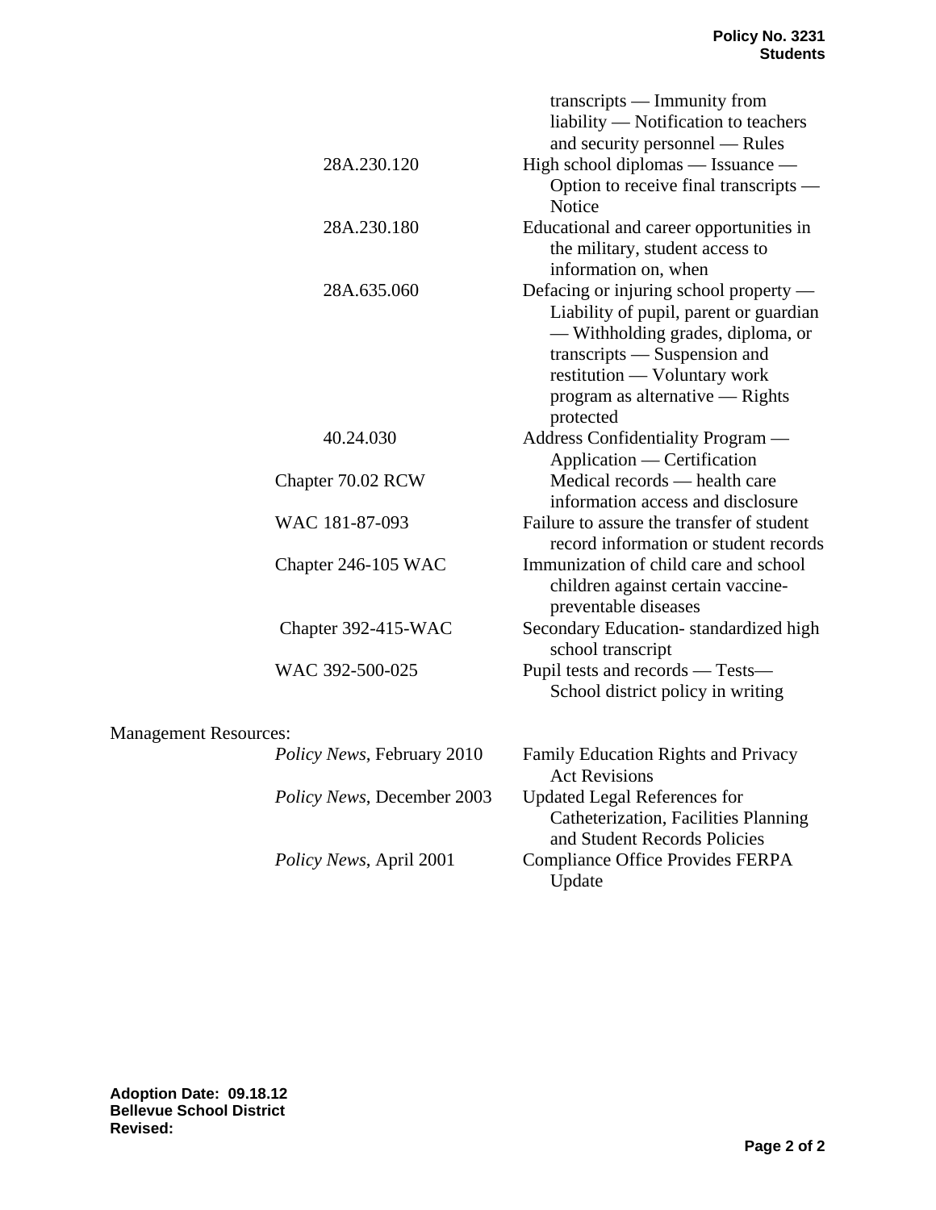| | |
|---|---|
| | transcripts — Immunity from liability — Notification to teachers and security personnel — Rules |
| 28A.230.120 | High school diplomas — Issuance — Option to receive final transcripts — Notice |
| 28A.230.180 | Educational and career opportunities in the military, student access to information on, when |
| 28A.635.060 | Defacing or injuring school property — Liability of pupil, parent or guardian — Withholding grades, diploma, or transcripts — Suspension and restitution — Voluntary work program as alternative — Rights protected |
| 40.24.030 | Address Confidentiality Program — Application — Certification |
| Chapter 70.02 RCW | Medical records — health care information access and disclosure |
| WAC 181-87-093 | Failure to assure the transfer of student record information or student records |
| Chapter 246-105 WAC | Immunization of child care and school children against certain vaccine-preventable diseases |
| Chapter 392-415-WAC | Secondary Education- standardized high school transcript |
| WAC 392-500-025 | Pupil tests and records — Tests— School district policy in writing |

Management Resources:

| | |
|---|---|
| *Policy News*, February 2010 | Family Education Rights and Privacy Act Revisions |
| *Policy News*, December 2003 | Updated Legal References for Catheterization, Facilities Planning and Student Records Policies |
| *Policy News*, April 2001 | Compliance Office Provides FERPA Update |

**Adoption Date: 09.18.12**
**Bellevue School District**
**Revised:**